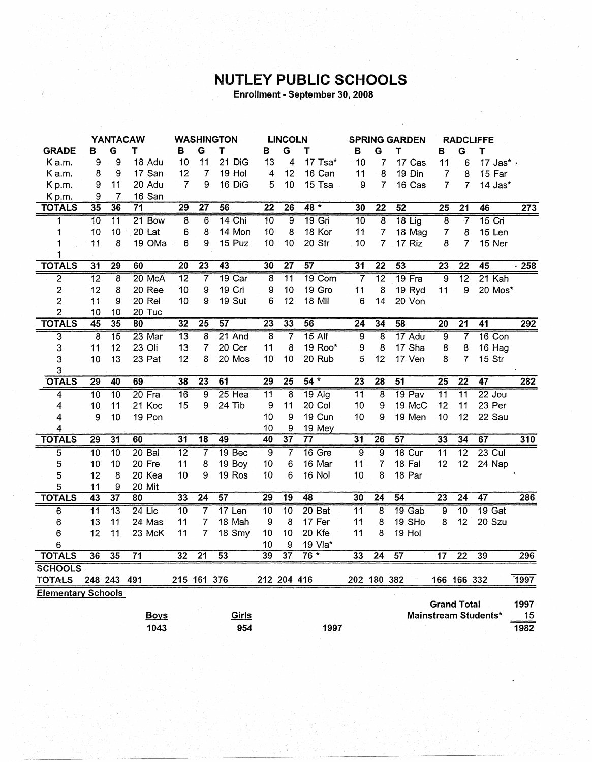# NUTLEY PUBLIC SCHOOLS

**Enrollment - September 30, 2008**

| | YANTACAW | | | | WASHINGTON | | | | LINCOLN | | | | SPRING GARDEN | | | | RADCLIFFE | | | | |
|---|---|---|---|---|---|---|---|---|---|---|---|---|---|---|---|---|---|---|---|---|---|
| **GRADE** | **B** | **G** | **T** | | **B** | **G** | **T** | | **B** | **G** | **T** | | **B** | **G** | **T** | | **B** | **G** | **T** | | |
| K a.m. | 9 | 9 | 18 | Adu | 10 | 11 | 21 | DiG | 13 | 4 | 17 | Tsa* | 10 | 7 | 17 | Cas | 11 | 6 | 17 | Jas* | |
| K a.m. | 8 | 9 | 17 | San | 12 | 7 | 19 | Hol | 4 | 12 | 16 | Can | 11 | 8 | 19 | Din | 7 | 8 | 15 | Far | |
| K p.m. | 9 | 11 | 20 | Adu | 7 | 9 | 16 | DiG | 5 | 10 | 15 | Tsa | 9 | 7 | 16 | Cas | 7 | 7 | 14 | Jas* | |
| K p.m. | 9 | 7 | 16 | San | | | | | | | | | | | | | | | | | |
| **TOTALS** | **35** | **36** | **71** | | **29** | **27** | **56** | | **22** | **26** | **48 *** | | **30** | **22** | **52** | | **25** | **21** | **46** | | **273** |
| 1 | 10 | 11 | 21 | Bow | 8 | 6 | 14 | Chi | 10 | 9 | 19 | Gri | 10 | 8 | 18 | Lig | 8 | 7 | 15 | Cri | |
| 1 | 10 | 10 | 20 | Lat | 6 | 8 | 14 | Mon | 10 | 8 | 18 | Kor | 11 | 7 | 18 | Mag | 7 | 8 | 15 | Len | |
| 1 | 11 | 8 | 19 | OMa | 6 | 9 | 15 | Puz | 10 | 10 | 20 | Str | 10 | 7 | 17 | Riz | 8 | 7 | 15 | Ner | |
| 1 | | | | | | | | | | | | | | | | | | | | | |
| **TOTALS** | **31** | **29** | **60** | | **20** | **23** | **43** | | **30** | **27** | **57** | | **31** | **22** | **53** | | **23** | **22** | **45** | | **258** |
| 2 | 12 | 8 | 20 | McA | 12 | 7 | 19 | Car | 8 | 11 | 19 | Com | 7 | 12 | 19 | Fra | 9 | 12 | 21 | Kah | |
| 2 | 12 | 8 | 20 | Ree | 10 | 9 | 19 | Cri | 9 | 10 | 19 | Gro | 11 | 8 | 19 | Ryd | 11 | 9 | 20 | Mos* | |
| 2 | 11 | 9 | 20 | Rei | 10 | 9 | 19 | Sut | 6 | 12 | 18 | Mil | 6 | 14 | 20 | Von | | | | | |
| 2 | 10 | 10 | 20 | Tuc | | | | | | | | | | | | | | | | | |
| **TOTALS** | **45** | **35** | **80** | | **32** | **25** | **57** | | **23** | **33** | **56** | | **24** | **34** | **58** | | **20** | **21** | **41** | | **292** |
| 3 | 8 | 15 | 23 | Mar | 13 | 8 | 21 | And | 8 | 7 | 15 | Alf | 9 | 8 | 17 | Adu | 9 | 7 | 16 | Con | |
| 3 | 11 | 12 | 23 | Oli | 13 | 7 | 20 | Cer | 11 | 8 | 19 | Roo* | 9 | 8 | 17 | Sha | 8 | 8 | 16 | Hag | |
| 3 | 10 | 13 | 23 | Pat | 12 | 8 | 20 | Mos | 10 | 10 | 20 | Rub | 5 | 12 | 17 | Ven | 8 | 7 | 15 | Str | |
| 3 | | | | | | | | | | | | | | | | | | | | | |
| **TOTALS** | **29** | **40** | **69** | | **38** | **23** | **61** | | **29** | **25** | **54 *** | | **23** | **28** | **51** | | **25** | **22** | **47** | | **282** |
| 4 | 10 | 10 | 20 | Fra | 16 | 9 | 25 | Hea | 11 | 8 | 19 | Alg | 11 | 8 | 19 | Pav | 11 | 11 | 22 | Jou | |
| 4 | 10 | 11 | 21 | Koc | 15 | 9 | 24 | Tib | 9 | 11 | 20 | Col | 10 | 9 | 19 | McC | 12 | 11 | 23 | Per | |
| 4 | 9 | 10 | 19 | Pon | | | | | 10 | 9 | 19 | Cun | 10 | 9 | 19 | Men | 10 | 12 | 22 | Sau | |
| 4 | | | | | | | | | 10 | 9 | 19 | Mey | | | | | | | | | |
| **TOTALS** | **29** | **31** | **60** | | **31** | **18** | **49** | | **40** | **37** | **77** | | **31** | **26** | **57** | | **33** | **34** | **67** | | **310** |
| 5 | 10 | 10 | 20 | Bal | 12 | 7 | 19 | Bec | 9 | 7 | 16 | Gre | 9 | 9 | 18 | Cur | 11 | 12 | 23 | Cul | |
| 5 | 10 | 10 | 20 | Fre | 11 | 8 | 19 | Boy | 10 | 6 | 16 | Mar | 11 | 7 | 18 | Fal | 12 | 12 | 24 | Nap | |
| 5 | 12 | 8 | 20 | Kea | 10 | 9 | 19 | Ros | 10 | 6 | 16 | Nol | 10 | 8 | 18 | Par | | | | | |
| 5 | 11 | 9 | 20 | Mit | | | | | | | | | | | | | | | | | |
| **TOTALS** | **43** | **37** | **80** | | **33** | **24** | **57** | | **29** | **19** | **48** | | **30** | **24** | **54** | | **23** | **24** | **47** | | **286** |
| 6 | 11 | 13 | 24 | Lic | 10 | 7 | 17 | Len | 10 | 10 | 20 | Bat | 11 | 8 | 19 | Gab | 9 | 10 | 19 | Gat | |
| 6 | 13 | 11 | 24 | Mas | 11 | 7 | 18 | Mah | 9 | 8 | 17 | Fer | 11 | 8 | 19 | SHo | 8 | 12 | 20 | Szu | |
| 6 | 12 | 11 | 23 | McK | 11 | 7 | 18 | Smy | 10 | 10 | 20 | Kfe | 11 | 8 | 19 | Hol | | | | | |
| 6 | | | | | | | | | 10 | 9 | 19 | Vla* | | | | | | | | | |
| **TOTALS** | **36** | **35** | **71** | | **32** | **21** | **53** | | **39** | **37** | **76 *** | | **33** | **24** | **57** | | **17** | **22** | **39** | | **296** |
| **SCHOOLS TOTALS** | 248 | 243 | 491 | | 215 | 161 | 376 | | 212 | 204 | 416 | | 202 | 180 | 382 | | 166 | 166 | 332 | | 1997 |

**Elementary Schools**

| **Boys** | **Girls** | |
|---|---|---|
| 1043 | 954 | 1997 |

| | |
|---|---|
| **Grand Total** | 1997 |
| **Mainstream Students*** | 15 |
| | 1982 |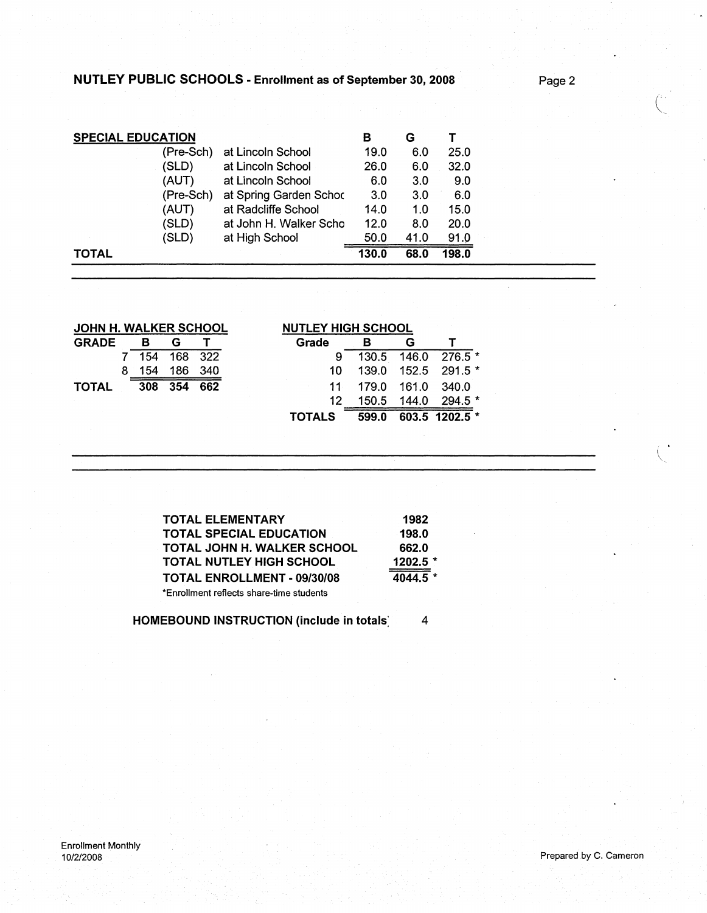## NUTLEY PUBLIC SCHOOLS - Enrollment as of September 30, 2008

| SPECIAL EDUCATION | | | B | G | T |
|---|---|---|---|---|---|
| | (Pre-Sch) | at Lincoln School | 19.0 | 6.0 | 25.0 |
| | (SLD) | at Lincoln School | 26.0 | 6.0 | 32.0 |
| | (AUT) | at Lincoln School | 6.0 | 3.0 | 9.0 |
| | (Pre-Sch) | at Spring Garden Schoc | 3.0 | 3.0 | 6.0 |
| | (AUT) | at Radcliffe School | 14.0 | 1.0 | 15.0 |
| | (SLD) | at John H. Walker Scho | 12.0 | 8.0 | 20.0 |
| | (SLD) | at High School | 50.0 | 41.0 | 91.0 |
| **TOTAL** | | | **130.0** | **68.0** | **198.0** |

**JOHN H. WALKER SCHOOL**

| GRADE | B | G | T |
|---|---|---|---|
| 7 | 154 | 168 | 322 |
| 8 | 154 | 186 | 340 |
| **TOTAL** | **308** | **354** | **662** |

**NUTLEY HIGH SCHOOL**

| Grade | B | G | T |
|---|---|---|---|
| 9 | 130.5 | 146.0 | 276.5 * |
| 10 | 139.0 | 152.5 | 291.5 * |
| 11 | 179.0 | 161.0 | 340.0 |
| 12 | 150.5 | 144.0 | 294.5 * |
| **TOTALS** | **599.0** | **603.5** | **1202.5 *** |

| | |
|---|---|
| **TOTAL ELEMENTARY** | **1982** |
| **TOTAL SPECIAL EDUCATION** | **198.0** |
| **TOTAL JOHN H. WALKER SCHOOL** | **662.0** |
| **TOTAL NUTLEY HIGH SCHOOL** | **1202.5 *** |
| **TOTAL ENROLLMENT - 09/30/08** | **4044.5 *** |

*Enrollment reflects share-time students

**HOMEBOUND INSTRUCTION (include in totals)** 4

Enrollment Monthly
10/2/2008

Prepared by C. Cameron